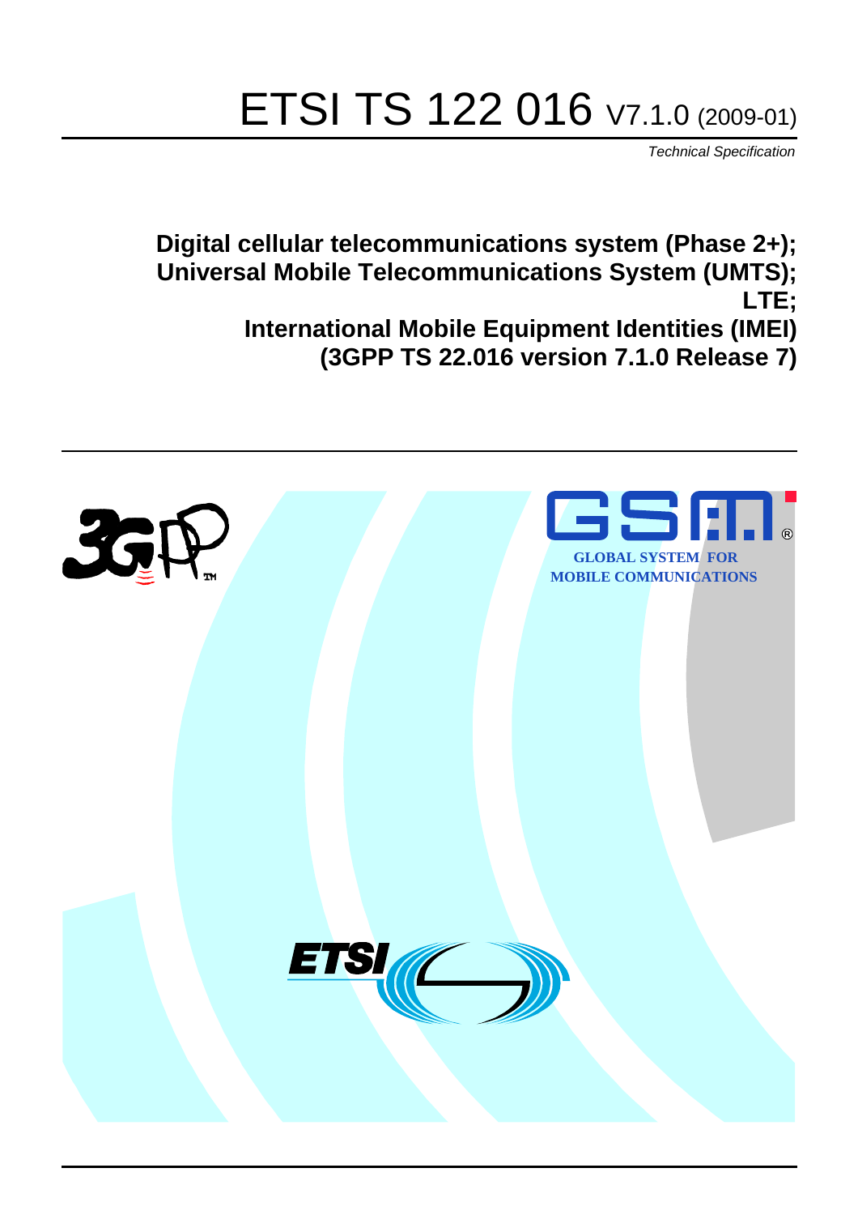# ETSI TS 122 016 V7.1.0 (2009-01)

*Technical Specification*

**Digital cellular telecommunications system (Phase 2+);**
**Universal Mobile Telecommunications System (UMTS);**
**LTE;**
**International Mobile Equipment Identities (IMEI)**
**(3GPP TS 22.016 version 7.1.0 Release 7)**

GLOBAL SYSTEM FOR
MOBILE COMMUNICATIONS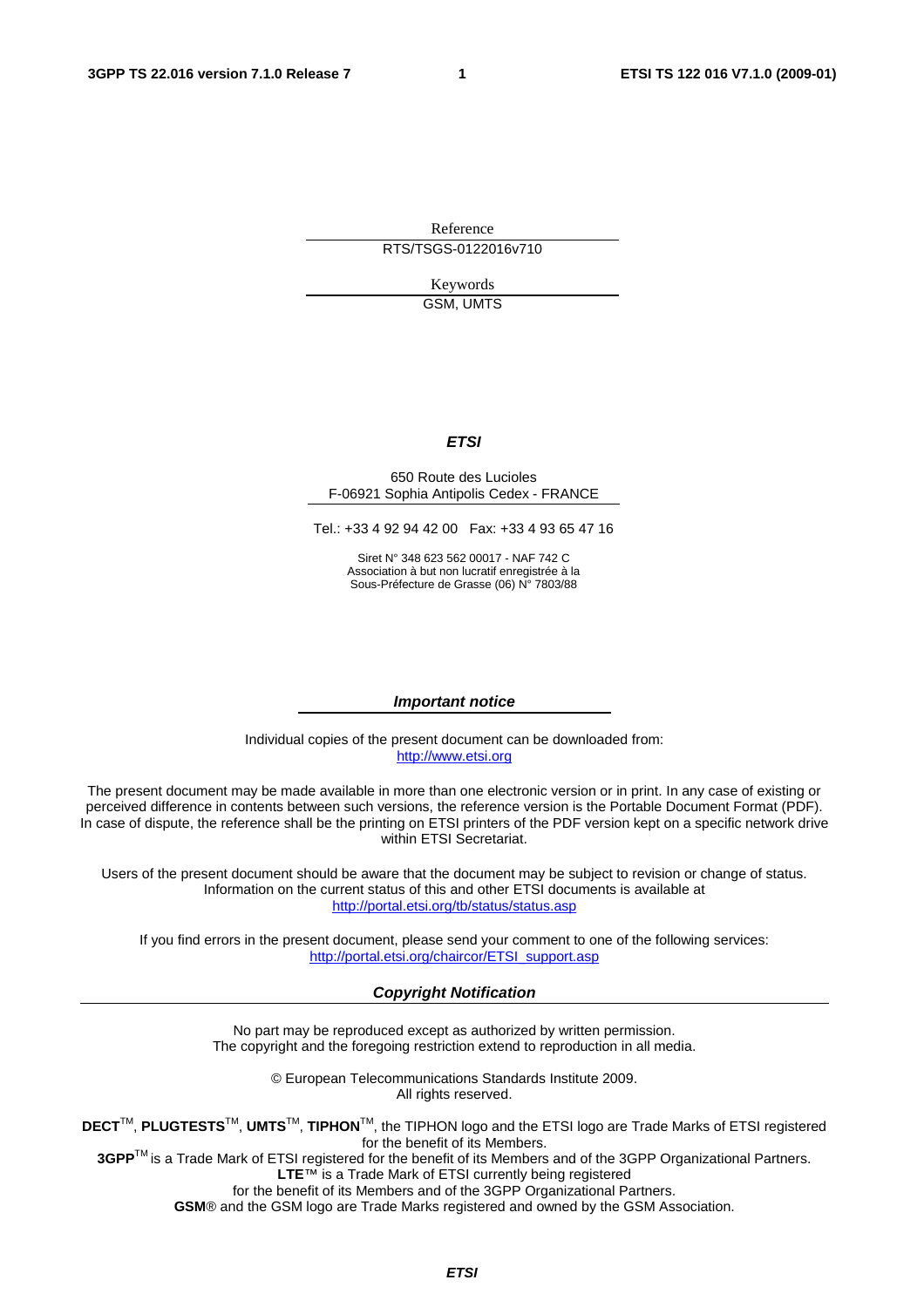Reference

RTS/TSGS-0122016v710

Keywords

GSM, UMTS

***ETSI***

650 Route des Lucioles
F-06921 Sophia Antipolis Cedex - FRANCE

Tel.: +33 4 92 94 42 00 Fax: +33 4 93 65 47 16

Siret N° 348 623 562 00017 - NAF 742 C
Association à but non lucratif enregistrée à la
Sous-Préfecture de Grasse (06) N° 7803/88

***Important notice***

Individual copies of the present document can be downloaded from:
http://www.etsi.org

The present document may be made available in more than one electronic version or in print. In any case of existing or perceived difference in contents between such versions, the reference version is the Portable Document Format (PDF). In case of dispute, the reference shall be the printing on ETSI printers of the PDF version kept on a specific network drive within ETSI Secretariat.

Users of the present document should be aware that the document may be subject to revision or change of status. Information on the current status of this and other ETSI documents is available at
http://portal.etsi.org/tb/status/status.asp

If you find errors in the present document, please send your comment to one of the following services:
http://portal.etsi.org/chaircor/ETSI_support.asp

***Copyright Notification***

No part may be reproduced except as authorized by written permission.
The copyright and the foregoing restriction extend to reproduction in all media.

© European Telecommunications Standards Institute 2009.
All rights reserved.

**DECT**TM, **PLUGTESTS**TM, **UMTS**TM, **TIPHON**TM, the TIPHON logo and the ETSI logo are Trade Marks of ETSI registered for the benefit of its Members.
**3GPP**TM is a Trade Mark of ETSI registered for the benefit of its Members and of the 3GPP Organizational Partners.
**LTE**™ is a Trade Mark of ETSI currently being registered
for the benefit of its Members and of the 3GPP Organizational Partners.
**GSM**® and the GSM logo are Trade Marks registered and owned by the GSM Association.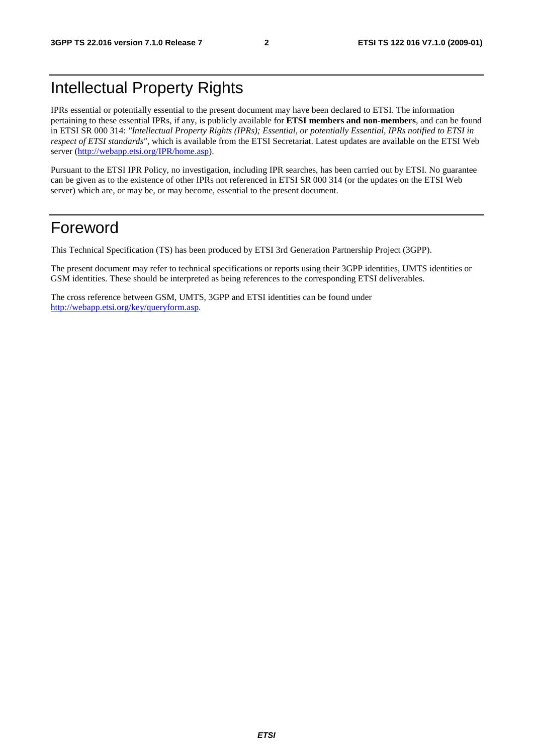# Intellectual Property Rights

IPRs essential or potentially essential to the present document may have been declared to ETSI. The information pertaining to these essential IPRs, if any, is publicly available for **ETSI members and non-members**, and can be found in ETSI SR 000 314: *"Intellectual Property Rights (IPRs); Essential, or potentially Essential, IPRs notified to ETSI in respect of ETSI standards"*, which is available from the ETSI Secretariat. Latest updates are available on the ETSI Web server (http://webapp.etsi.org/IPR/home.asp).

Pursuant to the ETSI IPR Policy, no investigation, including IPR searches, has been carried out by ETSI. No guarantee can be given as to the existence of other IPRs not referenced in ETSI SR 000 314 (or the updates on the ETSI Web server) which are, or may be, or may become, essential to the present document.

# Foreword

This Technical Specification (TS) has been produced by ETSI 3rd Generation Partnership Project (3GPP).

The present document may refer to technical specifications or reports using their 3GPP identities, UMTS identities or GSM identities. These should be interpreted as being references to the corresponding ETSI deliverables.

The cross reference between GSM, UMTS, 3GPP and ETSI identities can be found under http://webapp.etsi.org/key/queryform.asp.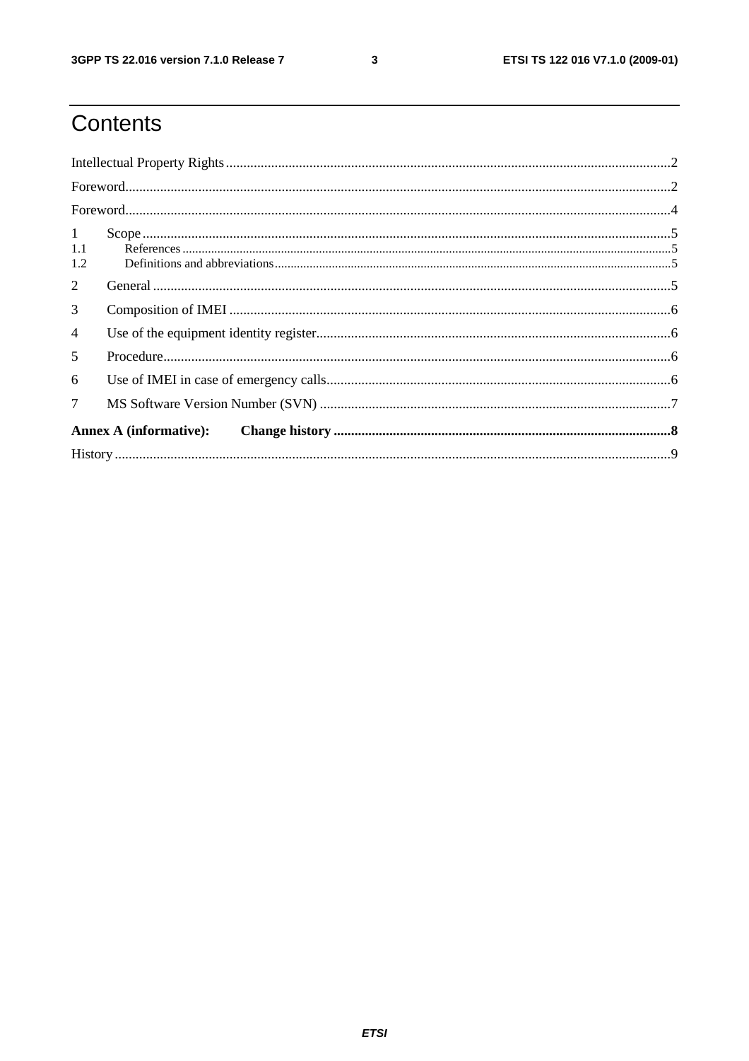# Contents

Intellectual Property Rights ........................................................................................................ 2

Foreword ........................................................................................................................................ 2

Foreword ........................................................................................................................................ 4

1 Scope ........................................................................................................................................ 5

1.1 References ............................................................................................................................. 5

1.2 Definitions and abbreviations ............................................................................................... 5

2 General ...................................................................................................................................... 5

3 Composition of IMEI ................................................................................................................ 6

4 Use of the equipment identity register ..................................................................................... 6

5 Procedure .................................................................................................................................. 6

6 Use of IMEI in case of emergency calls .................................................................................... 6

7 MS Software Version Number (SVN) ...................................................................................... 7

**Annex A (informative): Change history** ................................................................................... **8**

History ............................................................................................................................................ 9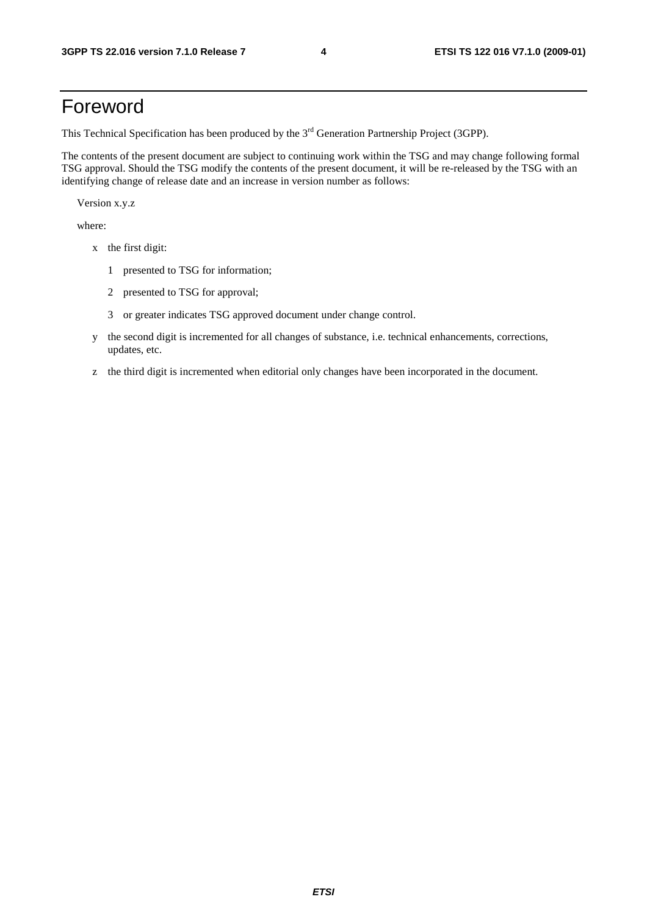# Foreword

This Technical Specification has been produced by the 3rd Generation Partnership Project (3GPP).

The contents of the present document are subject to continuing work within the TSG and may change following formal TSG approval. Should the TSG modify the contents of the present document, it will be re-released by the TSG with an identifying change of release date and an increase in version number as follows:

Version x.y.z

where:

- x the first digit:
  - 1 presented to TSG for information;
  - 2 presented to TSG for approval;
  - 3 or greater indicates TSG approved document under change control.
- y the second digit is incremented for all changes of substance, i.e. technical enhancements, corrections, updates, etc.
- z the third digit is incremented when editorial only changes have been incorporated in the document.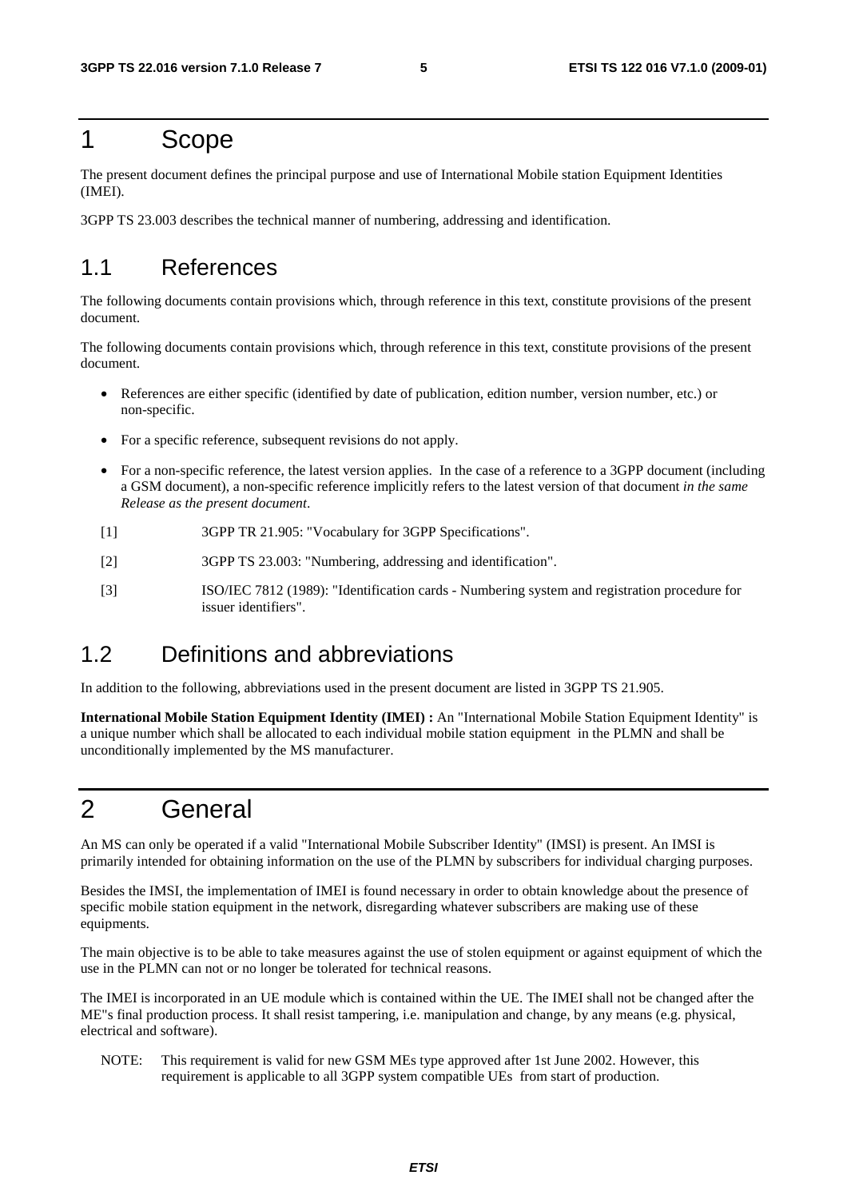# 1 Scope

The present document defines the principal purpose and use of International Mobile station Equipment Identities (IMEI).

3GPP TS 23.003 describes the technical manner of numbering, addressing and identification.

## 1.1 References

The following documents contain provisions which, through reference in this text, constitute provisions of the present document.

The following documents contain provisions which, through reference in this text, constitute provisions of the present document.

- References are either specific (identified by date of publication, edition number, version number, etc.) or non-specific.
- For a specific reference, subsequent revisions do not apply.
- For a non-specific reference, the latest version applies. In the case of a reference to a 3GPP document (including a GSM document), a non-specific reference implicitly refers to the latest version of that document *in the same Release as the present document*.

[1] 3GPP TR 21.905: "Vocabulary for 3GPP Specifications".

[2] 3GPP TS 23.003: "Numbering, addressing and identification".

[3] ISO/IEC 7812 (1989): "Identification cards - Numbering system and registration procedure for issuer identifiers".

## 1.2 Definitions and abbreviations

In addition to the following, abbreviations used in the present document are listed in 3GPP TS 21.905.

**International Mobile Station Equipment Identity (IMEI) :** An "International Mobile Station Equipment Identity" is a unique number which shall be allocated to each individual mobile station equipment in the PLMN and shall be unconditionally implemented by the MS manufacturer.

# 2 General

An MS can only be operated if a valid "International Mobile Subscriber Identity" (IMSI) is present. An IMSI is primarily intended for obtaining information on the use of the PLMN by subscribers for individual charging purposes.

Besides the IMSI, the implementation of IMEI is found necessary in order to obtain knowledge about the presence of specific mobile station equipment in the network, disregarding whatever subscribers are making use of these equipments.

The main objective is to be able to take measures against the use of stolen equipment or against equipment of which the use in the PLMN can not or no longer be tolerated for technical reasons.

The IMEI is incorporated in an UE module which is contained within the UE. The IMEI shall not be changed after the ME"s final production process. It shall resist tampering, i.e. manipulation and change, by any means (e.g. physical, electrical and software).

NOTE: This requirement is valid for new GSM MEs type approved after 1st June 2002. However, this requirement is applicable to all 3GPP system compatible UEs from start of production.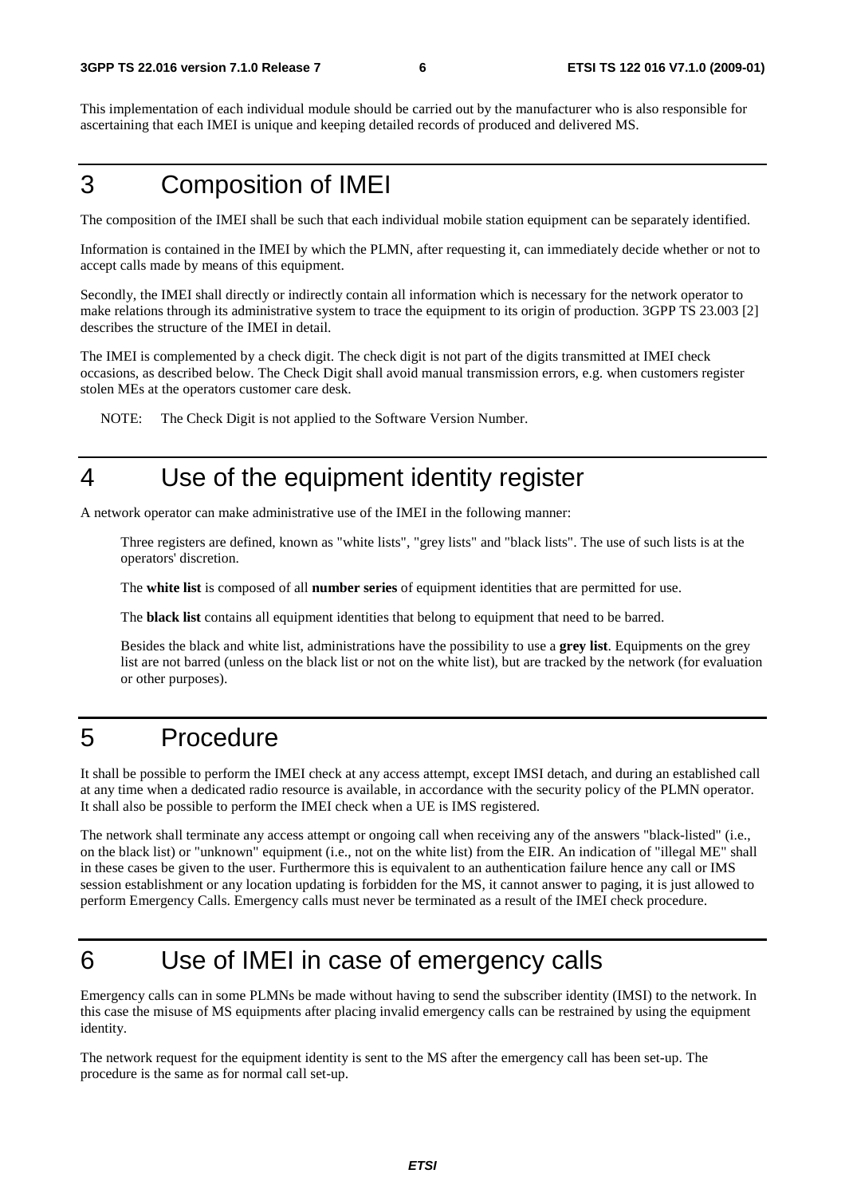This implementation of each individual module should be carried out by the manufacturer who is also responsible for ascertaining that each IMEI is unique and keeping detailed records of produced and delivered MS.

# 3 Composition of IMEI

The composition of the IMEI shall be such that each individual mobile station equipment can be separately identified.

Information is contained in the IMEI by which the PLMN, after requesting it, can immediately decide whether or not to accept calls made by means of this equipment.

Secondly, the IMEI shall directly or indirectly contain all information which is necessary for the network operator to make relations through its administrative system to trace the equipment to its origin of production. 3GPP TS 23.003 [2] describes the structure of the IMEI in detail.

The IMEI is complemented by a check digit. The check digit is not part of the digits transmitted at IMEI check occasions, as described below. The Check Digit shall avoid manual transmission errors, e.g. when customers register stolen MEs at the operators customer care desk.

NOTE: The Check Digit is not applied to the Software Version Number.

# 4 Use of the equipment identity register

A network operator can make administrative use of the IMEI in the following manner:

Three registers are defined, known as "white lists", "grey lists" and "black lists". The use of such lists is at the operators' discretion.

The **white list** is composed of all **number series** of equipment identities that are permitted for use.

The **black list** contains all equipment identities that belong to equipment that need to be barred.

Besides the black and white list, administrations have the possibility to use a **grey list**. Equipments on the grey list are not barred (unless on the black list or not on the white list), but are tracked by the network (for evaluation or other purposes).

# 5 Procedure

It shall be possible to perform the IMEI check at any access attempt, except IMSI detach, and during an established call at any time when a dedicated radio resource is available, in accordance with the security policy of the PLMN operator. It shall also be possible to perform the IMEI check when a UE is IMS registered.

The network shall terminate any access attempt or ongoing call when receiving any of the answers "black-listed" (i.e., on the black list) or "unknown" equipment (i.e., not on the white list) from the EIR. An indication of "illegal ME" shall in these cases be given to the user. Furthermore this is equivalent to an authentication failure hence any call or IMS session establishment or any location updating is forbidden for the MS, it cannot answer to paging, it is just allowed to perform Emergency Calls. Emergency calls must never be terminated as a result of the IMEI check procedure.

# 6 Use of IMEI in case of emergency calls

Emergency calls can in some PLMNs be made without having to send the subscriber identity (IMSI) to the network. In this case the misuse of MS equipments after placing invalid emergency calls can be restrained by using the equipment identity.

The network request for the equipment identity is sent to the MS after the emergency call has been set-up. The procedure is the same as for normal call set-up.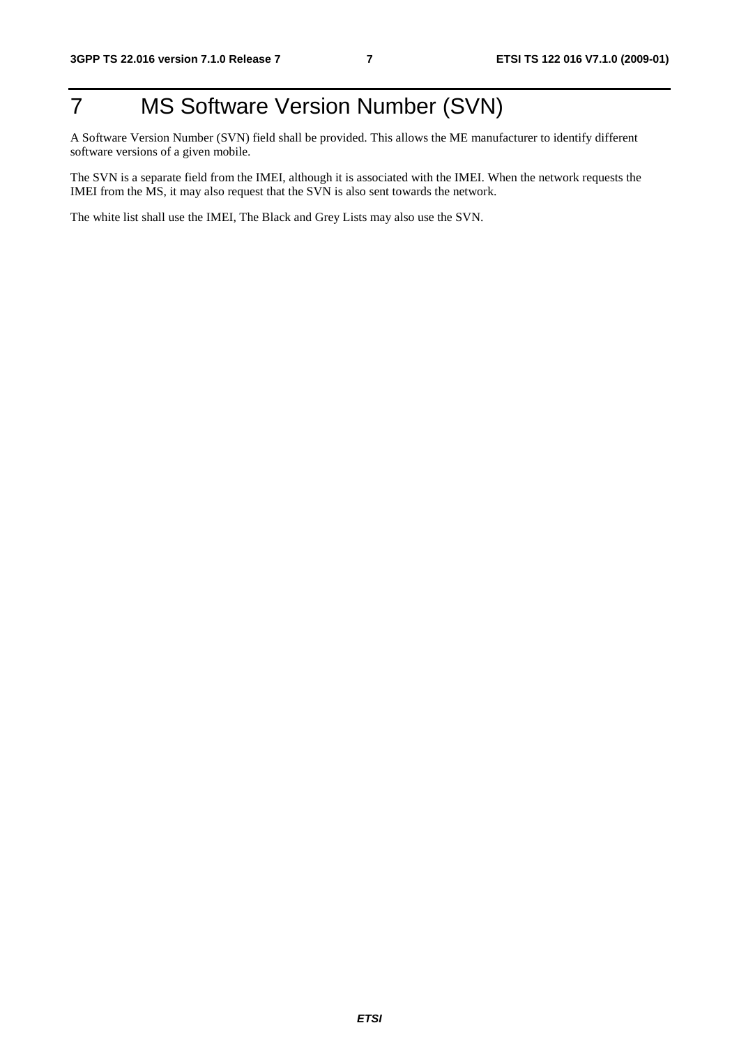# 7 MS Software Version Number (SVN)

A Software Version Number (SVN) field shall be provided. This allows the ME manufacturer to identify different software versions of a given mobile.

The SVN is a separate field from the IMEI, although it is associated with the IMEI. When the network requests the IMEI from the MS, it may also request that the SVN is also sent towards the network.

The white list shall use the IMEI, The Black and Grey Lists may also use the SVN.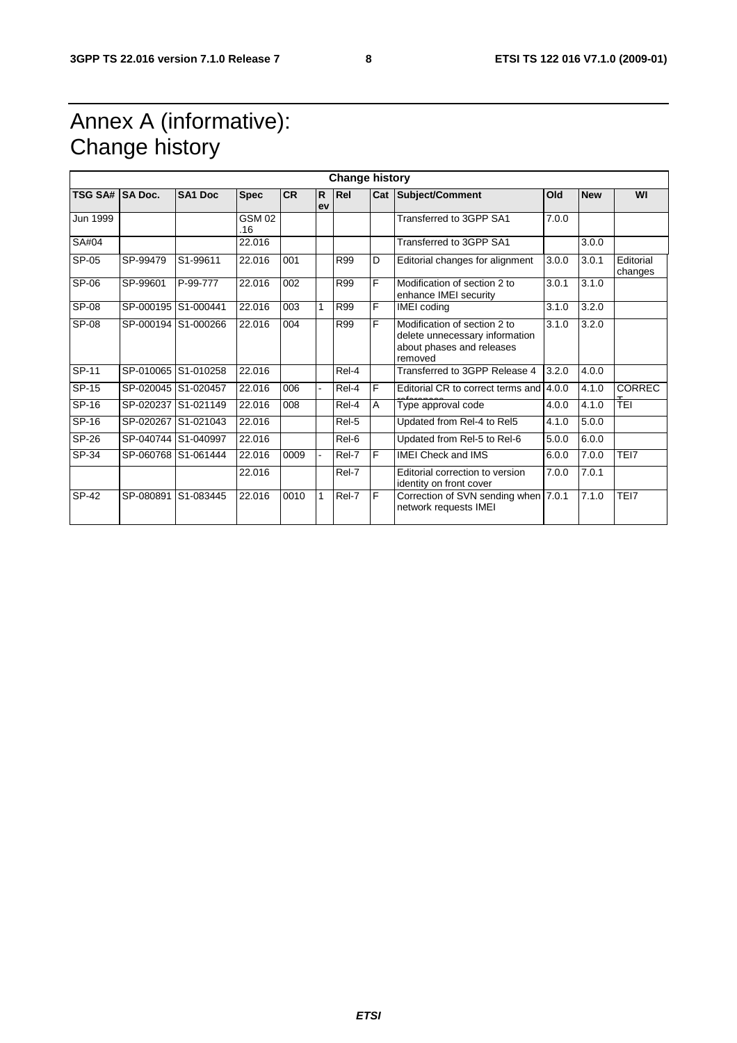# Annex A (informative): Change history

| Change history | | | | | | | | | | | |
|---|---|---|---|---|---|---|---|---|---|---|---|
| TSG SA# | SA Doc. | SA1 Doc | Spec | CR | Rev | Rel | Cat | Subject/Comment | Old | New | WI |
| Jun 1999 | | | GSM 02.16 | | | | | Transferred to 3GPP SA1 | 7.0.0 | | |
| SA#04 | | | 22.016 | | | | | Transferred to 3GPP SA1 | | 3.0.0 | |
| SP-05 | SP-99479 | S1-99611 | 22.016 | 001 | | R99 | D | Editorial changes for alignment | 3.0.0 | 3.0.1 | Editorial changes |
| SP-06 | SP-99601 | P-99-777 | 22.016 | 002 | | R99 | F | Modification of section 2 to enhance IMEI security | 3.0.1 | 3.1.0 | |
| SP-08 | SP-000195 | S1-000441 | 22.016 | 003 | 1 | R99 | F | IMEI coding | 3.1.0 | 3.2.0 | |
| SP-08 | SP-000194 | S1-000266 | 22.016 | 004 | | R99 | F | Modification of section 2 to delete unnecessary information about phases and releases removed | 3.1.0 | 3.2.0 | |
| SP-11 | SP-010065 | S1-010258 | 22.016 | | | Rel-4 | | Transferred to 3GPP Release 4 | 3.2.0 | 4.0.0 | |
| SP-15 | SP-020045 | S1-020457 | 22.016 | 006 | - | Rel-4 | F | Editorial CR to correct terms and references | 4.0.0 | 4.1.0 | CORRECT |
| SP-16 | SP-020237 | S1-021149 | 22.016 | 008 | | Rel-4 | A | Type approval code | 4.0.0 | 4.1.0 | TEI |
| SP-16 | SP-020267 | S1-021043 | 22.016 | | | Rel-5 | | Updated from Rel-4 to Rel5 | 4.1.0 | 5.0.0 | |
| SP-26 | SP-040744 | S1-040997 | 22.016 | | | Rel-6 | | Updated from Rel-5 to Rel-6 | 5.0.0 | 6.0.0 | |
| SP-34 | SP-060768 | S1-061444 | 22.016 | 0009 | - | Rel-7 | F | IMEI Check and IMS | 6.0.0 | 7.0.0 | TEI7 |
| | | | 22.016 | | | Rel-7 | | Editorial correction to version identity on front cover | 7.0.0 | 7.0.1 | |
| SP-42 | SP-080891 | S1-083445 | 22.016 | 0010 | 1 | Rel-7 | F | Correction of SVN sending when network requests IMEI | 7.0.1 | 7.1.0 | TEI7 |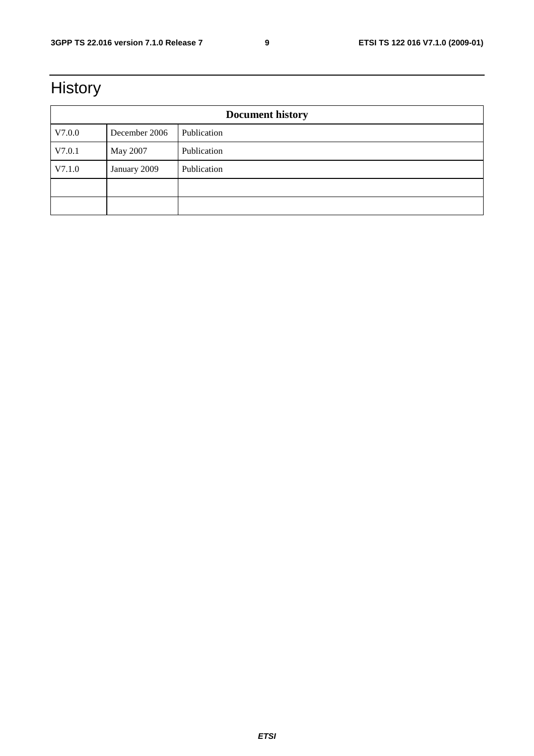# History

| Document history | | |
|---|---|---|
| V7.0.0 | December 2006 | Publication |
| V7.0.1 | May 2007 | Publication |
| V7.1.0 | January 2009 | Publication |
| | | |
| | | |